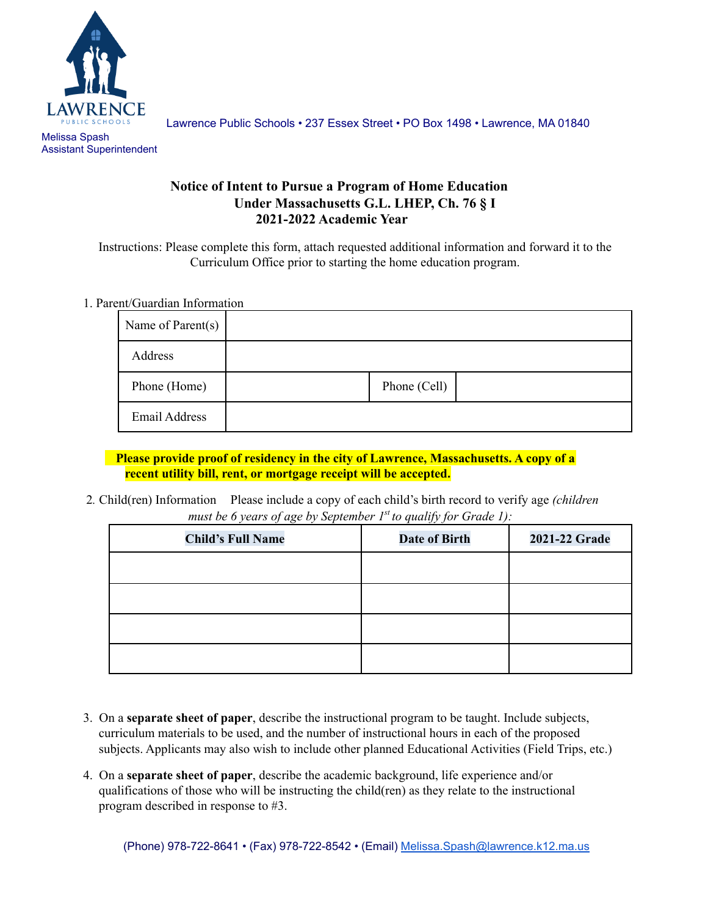LAWRENCE PUBLIC SCHOOLS

Lawrence Public Schools • 237 Essex Street • PO Box 1498 • Lawrence, MA 01840

Melissa Spash
Assistant Superintendent

## Notice of Intent to Pursue a Program of Home Education
## Under Massachusetts G.L. LHEP, Ch. 76 § I
## 2021-2022 Academic Year

Instructions: Please complete this form, attach requested additional information and forward it to the Curriculum Office prior to starting the home education program.

1. Parent/Guardian Information

| Name of Parent(s) | | | |
|---|---|---|---|
| Address | | | |
| Phone (Home) | | Phone (Cell) | |
| Email Address | | | |

**Please provide proof of residency in the city of Lawrence, Massachusetts. A copy of a recent utility bill, rent, or mortgage receipt will be accepted.**

2. Child(ren) Information Please include a copy of each child's birth record to verify age *(children must be 6 years of age by September 1st to qualify for Grade 1):*

| Child's Full Name | Date of Birth | 2021-22 Grade |
|---|---|---|
| | | |
| | | |
| | | |
| | | |

3. On a **separate sheet of paper**, describe the instructional program to be taught. Include subjects, curriculum materials to be used, and the number of instructional hours in each of the proposed subjects. Applicants may also wish to include other planned Educational Activities (Field Trips, etc.)

4. On a **separate sheet of paper**, describe the academic background, life experience and/or qualifications of those who will be instructing the child(ren) as they relate to the instructional program described in response to #3.

(Phone) 978-722-8641 • (Fax) 978-722-8542 • (Email) Melissa.Spash@lawrence.k12.ma.us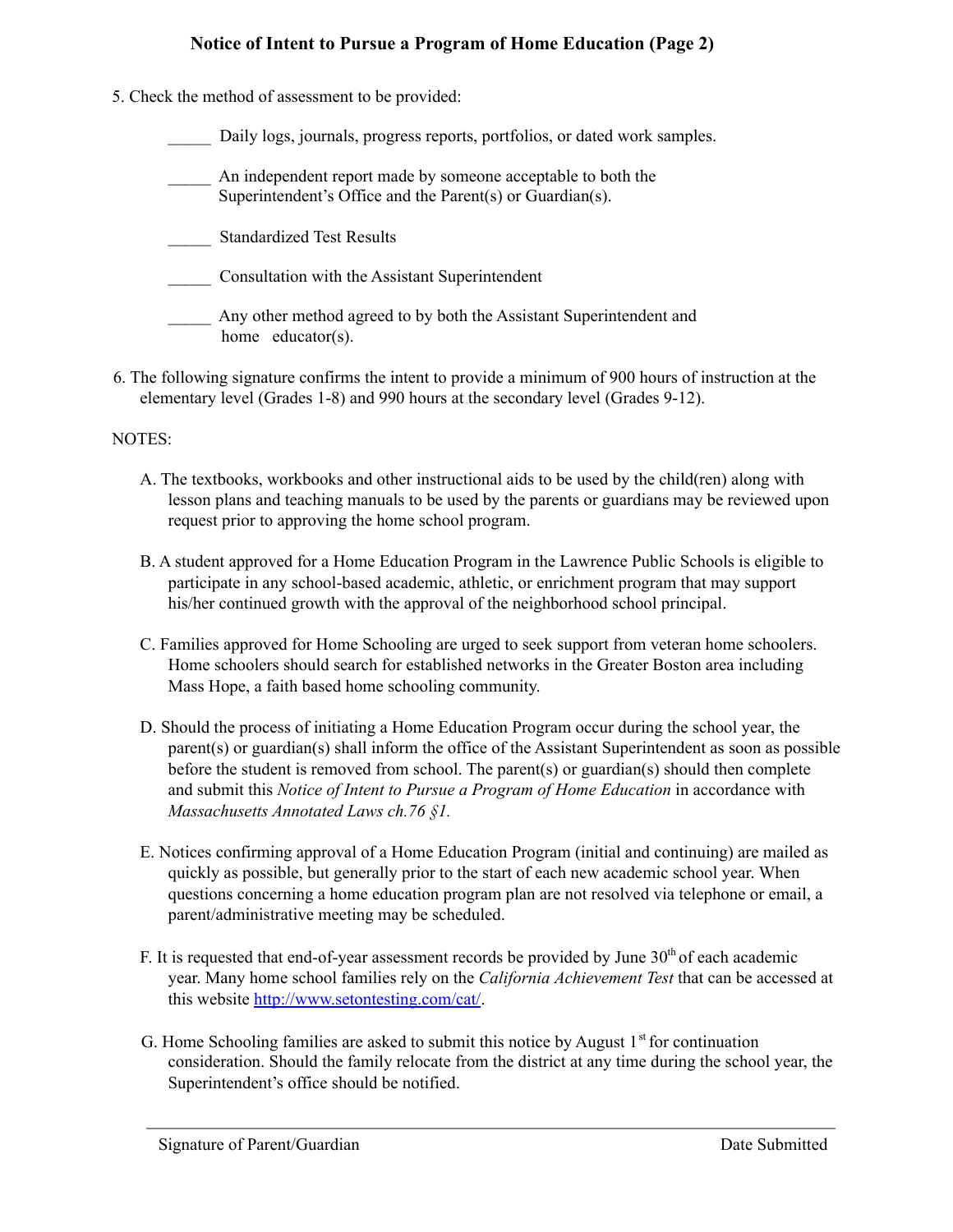## Notice of Intent to Pursue a Program of Home Education (Page 2)

5. Check the method of assessment to be provided:

   _____ Daily logs, journals, progress reports, portfolios, or dated work samples.

   _____ An independent report made by someone acceptable to both the Superintendent's Office and the Parent(s) or Guardian(s).

   _____ Standardized Test Results

   _____ Consultation with the Assistant Superintendent

   _____ Any other method agreed to by both the Assistant Superintendent and home educator(s).

6. The following signature confirms the intent to provide a minimum of 900 hours of instruction at the elementary level (Grades 1-8) and 990 hours at the secondary level (Grades 9-12).

NOTES:

A. The textbooks, workbooks and other instructional aids to be used by the child(ren) along with lesson plans and teaching manuals to be used by the parents or guardians may be reviewed upon request prior to approving the home school program.

B. A student approved for a Home Education Program in the Lawrence Public Schools is eligible to participate in any school-based academic, athletic, or enrichment program that may support his/her continued growth with the approval of the neighborhood school principal.

C. Families approved for Home Schooling are urged to seek support from veteran home schoolers. Home schoolers should search for established networks in the Greater Boston area including Mass Hope, a faith based home schooling community.

D. Should the process of initiating a Home Education Program occur during the school year, the parent(s) or guardian(s) shall inform the office of the Assistant Superintendent as soon as possible before the student is removed from school. The parent(s) or guardian(s) should then complete and submit this *Notice of Intent to Pursue a Program of Home Education* in accordance with *Massachusetts Annotated Laws ch.76 §1.*

E. Notices confirming approval of a Home Education Program (initial and continuing) are mailed as quickly as possible, but generally prior to the start of each new academic school year. When questions concerning a home education program plan are not resolved via telephone or email, a parent/administrative meeting may be scheduled.

F. It is requested that end-of-year assessment records be provided by June 30th of each academic year. Many home school families rely on the *California Achievement Test* that can be accessed at this website http://www.setontesting.com/cat/.

G. Home Schooling families are asked to submit this notice by August 1st for continuation consideration. Should the family relocate from the district at any time during the school year, the Superintendent's office should be notified.

_______________________________________________

Signature of Parent/Guardian                                        Date Submitted